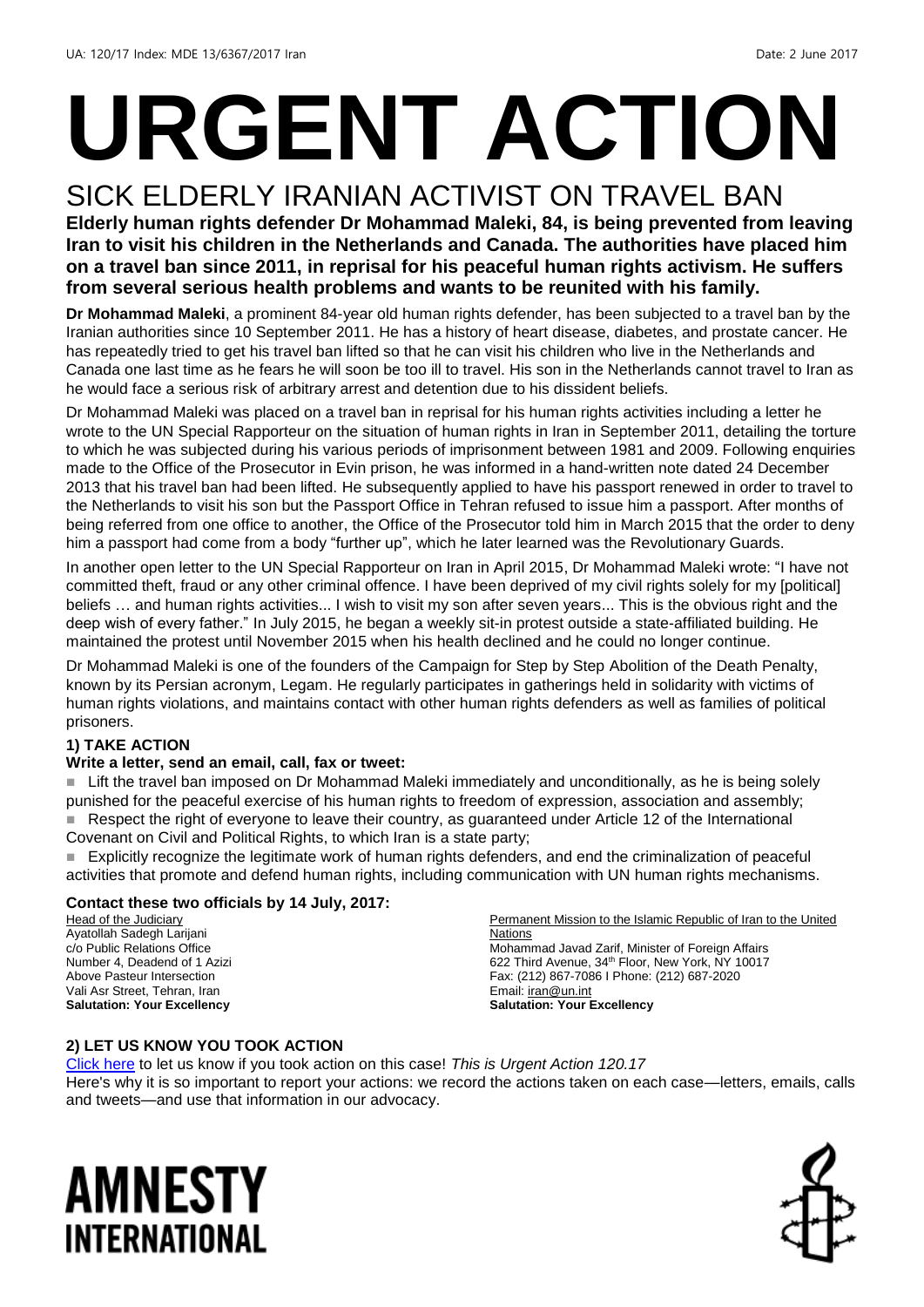UA: 120/17 Index: MDE 13/6367/2017 Iran Date: 2 June 2017

# URGENT ACTION

## SICK ELDERLY IRANIAN ACTIVIST ON TRAVEL BAN

**Elderly human rights defender Dr Mohammad Maleki, 84, is being prevented from leaving Iran to visit his children in the Netherlands and Canada. The authorities have placed him on a travel ban since 2011, in reprisal for his peaceful human rights activism. He suffers from several serious health problems and wants to be reunited with his family.**

**Dr Mohammad Maleki**, a prominent 84-year old human rights defender, has been subjected to a travel ban by the Iranian authorities since 10 September 2011. He has a history of heart disease, diabetes, and prostate cancer. He has repeatedly tried to get his travel ban lifted so that he can visit his children who live in the Netherlands and Canada one last time as he fears he will soon be too ill to travel. His son in the Netherlands cannot travel to Iran as he would face a serious risk of arbitrary arrest and detention due to his dissident beliefs.

Dr Mohammad Maleki was placed on a travel ban in reprisal for his human rights activities including a letter he wrote to the UN Special Rapporteur on the situation of human rights in Iran in September 2011, detailing the torture to which he was subjected during his various periods of imprisonment between 1981 and 2009. Following enquiries made to the Office of the Prosecutor in Evin prison, he was informed in a hand-written note dated 24 December 2013 that his travel ban had been lifted. He subsequently applied to have his passport renewed in order to travel to the Netherlands to visit his son but the Passport Office in Tehran refused to issue him a passport. After months of being referred from one office to another, the Office of the Prosecutor told him in March 2015 that the order to deny him a passport had come from a body "further up", which he later learned was the Revolutionary Guards.

In another open letter to the UN Special Rapporteur on Iran in April 2015, Dr Mohammad Maleki wrote: "I have not committed theft, fraud or any other criminal offence. I have been deprived of my civil rights solely for my [political] beliefs … and human rights activities... I wish to visit my son after seven years... This is the obvious right and the deep wish of every father." In July 2015, he began a weekly sit-in protest outside a state-affiliated building. He maintained the protest until November 2015 when his health declined and he could no longer continue.

Dr Mohammad Maleki is one of the founders of the Campaign for Step by Step Abolition of the Death Penalty, known by its Persian acronym, Legam. He regularly participates in gatherings held in solidarity with victims of human rights violations, and maintains contact with other human rights defenders as well as families of political prisoners.

### 1) TAKE ACTION

**Write a letter, send an email, call, fax or tweet:**

- Lift the travel ban imposed on Dr Mohammad Maleki immediately and unconditionally, as he is being solely punished for the peaceful exercise of his human rights to freedom of expression, association and assembly;
- Respect the right of everyone to leave their country, as guaranteed under Article 12 of the International Covenant on Civil and Political Rights, to which Iran is a state party;
- Explicitly recognize the legitimate work of human rights defenders, and end the criminalization of peaceful activities that promote and defend human rights, including communication with UN human rights mechanisms.

**Contact these two officials by 14 July, 2017:**

Head of the Judiciary
Ayatollah Sadegh Larijani
c/o Public Relations Office
Number 4, Deadend of 1 Azizi
Above Pasteur Intersection
Vali Asr Street, Tehran, Iran
**Salutation: Your Excellency**

Permanent Mission to the Islamic Republic of Iran to the United Nations
Mohammad Javad Zarif, Minister of Foreign Affairs
622 Third Avenue, 34th Floor, New York, NY 10017
Fax: (212) 867-7086 I Phone: (212) 687-2020
Email: iran@un.int
**Salutation: Your Excellency**

### 2) LET US KNOW YOU TOOK ACTION

Click here to let us know if you took action on this case! *This is Urgent Action 120.17*
Here's why it is so important to report your actions: we record the actions taken on each case—letters, emails, calls and tweets—and use that information in our advocacy.

AMNESTY INTERNATIONAL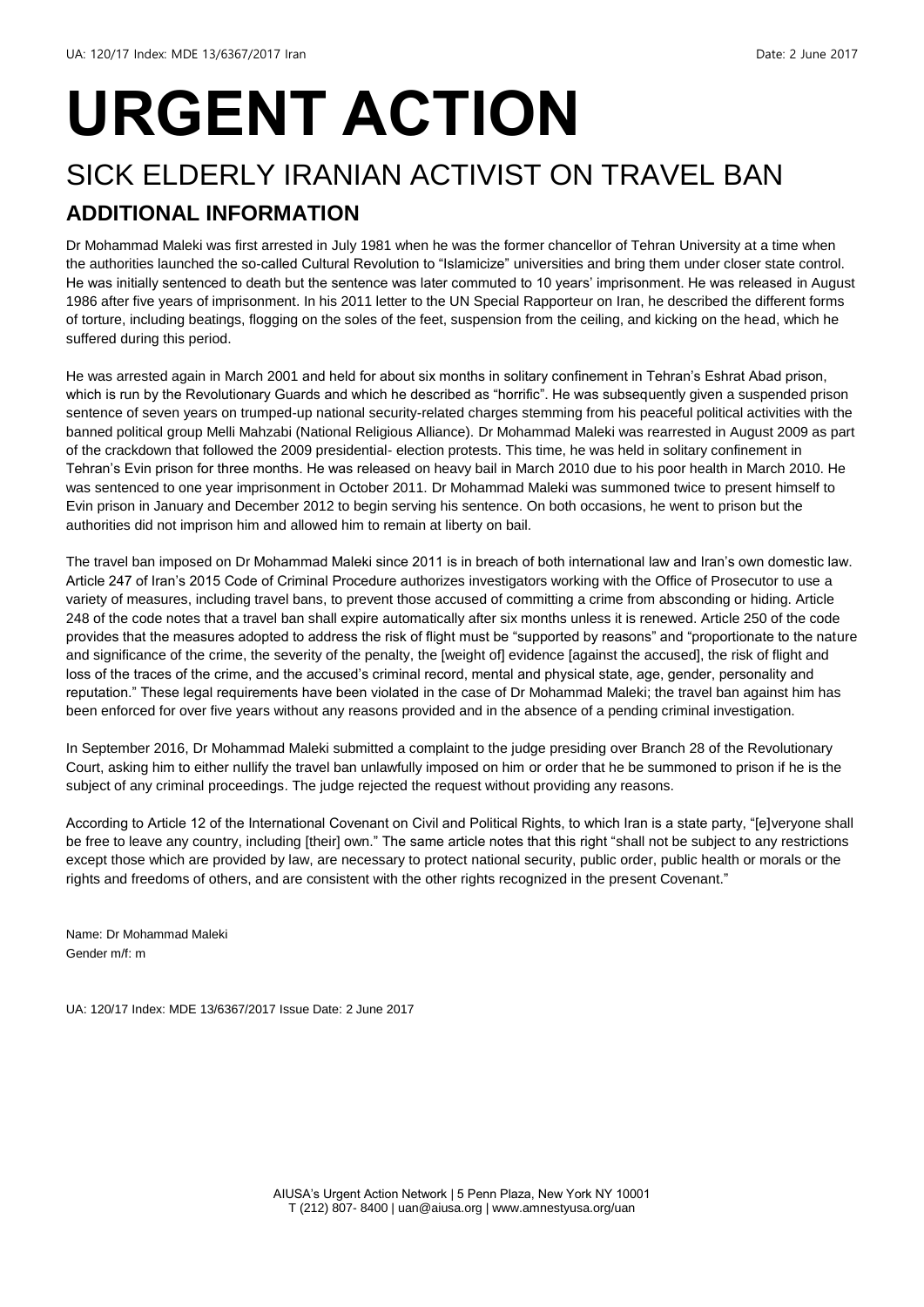# URGENT ACTION

## SICK ELDERLY IRANIAN ACTIVIST ON TRAVEL BAN

### ADDITIONAL INFORMATION

Dr Mohammad Maleki was first arrested in July 1981 when he was the former chancellor of Tehran University at a time when the authorities launched the so-called Cultural Revolution to "Islamicize" universities and bring them under closer state control. He was initially sentenced to death but the sentence was later commuted to 10 years' imprisonment. He was released in August 1986 after five years of imprisonment. In his 2011 letter to the UN Special Rapporteur on Iran, he described the different forms of torture, including beatings, flogging on the soles of the feet, suspension from the ceiling, and kicking on the head, which he suffered during this period.

He was arrested again in March 2001 and held for about six months in solitary confinement in Tehran's Eshrat Abad prison, which is run by the Revolutionary Guards and which he described as "horrific". He was subsequently given a suspended prison sentence of seven years on trumped-up national security-related charges stemming from his peaceful political activities with the banned political group Melli Mahzabi (National Religious Alliance). Dr Mohammad Maleki was rearrested in August 2009 as part of the crackdown that followed the 2009 presidential- election protests. This time, he was held in solitary confinement in Tehran's Evin prison for three months. He was released on heavy bail in March 2010 due to his poor health in March 2010. He was sentenced to one year imprisonment in October 2011. Dr Mohammad Maleki was summoned twice to present himself to Evin prison in January and December 2012 to begin serving his sentence. On both occasions, he went to prison but the authorities did not imprison him and allowed him to remain at liberty on bail.

The travel ban imposed on Dr Mohammad Maleki since 2011 is in breach of both international law and Iran's own domestic law. Article 247 of Iran's 2015 Code of Criminal Procedure authorizes investigators working with the Office of Prosecutor to use a variety of measures, including travel bans, to prevent those accused of committing a crime from absconding or hiding. Article 248 of the code notes that a travel ban shall expire automatically after six months unless it is renewed. Article 250 of the code provides that the measures adopted to address the risk of flight must be "supported by reasons" and "proportionate to the nature and significance of the crime, the severity of the penalty, the [weight of] evidence [against the accused], the risk of flight and loss of the traces of the crime, and the accused's criminal record, mental and physical state, age, gender, personality and reputation." These legal requirements have been violated in the case of Dr Mohammad Maleki; the travel ban against him has been enforced for over five years without any reasons provided and in the absence of a pending criminal investigation.

In September 2016, Dr Mohammad Maleki submitted a complaint to the judge presiding over Branch 28 of the Revolutionary Court, asking him to either nullify the travel ban unlawfully imposed on him or order that he be summoned to prison if he is the subject of any criminal proceedings. The judge rejected the request without providing any reasons.

According to Article 12 of the International Covenant on Civil and Political Rights, to which Iran is a state party, "[e]veryone shall be free to leave any country, including [their] own." The same article notes that this right "shall not be subject to any restrictions except those which are provided by law, are necessary to protect national security, public order, public health or morals or the rights and freedoms of others, and are consistent with the other rights recognized in the present Covenant."

Name: Dr Mohammad Maleki
Gender m/f: m

UA: 120/17 Index: MDE 13/6367/2017 Issue Date: 2 June 2017

AIUSA's Urgent Action Network | 5 Penn Plaza, New York NY 10001
T (212) 807- 8400 | uan@aiusa.org | www.amnestyusa.org/uan